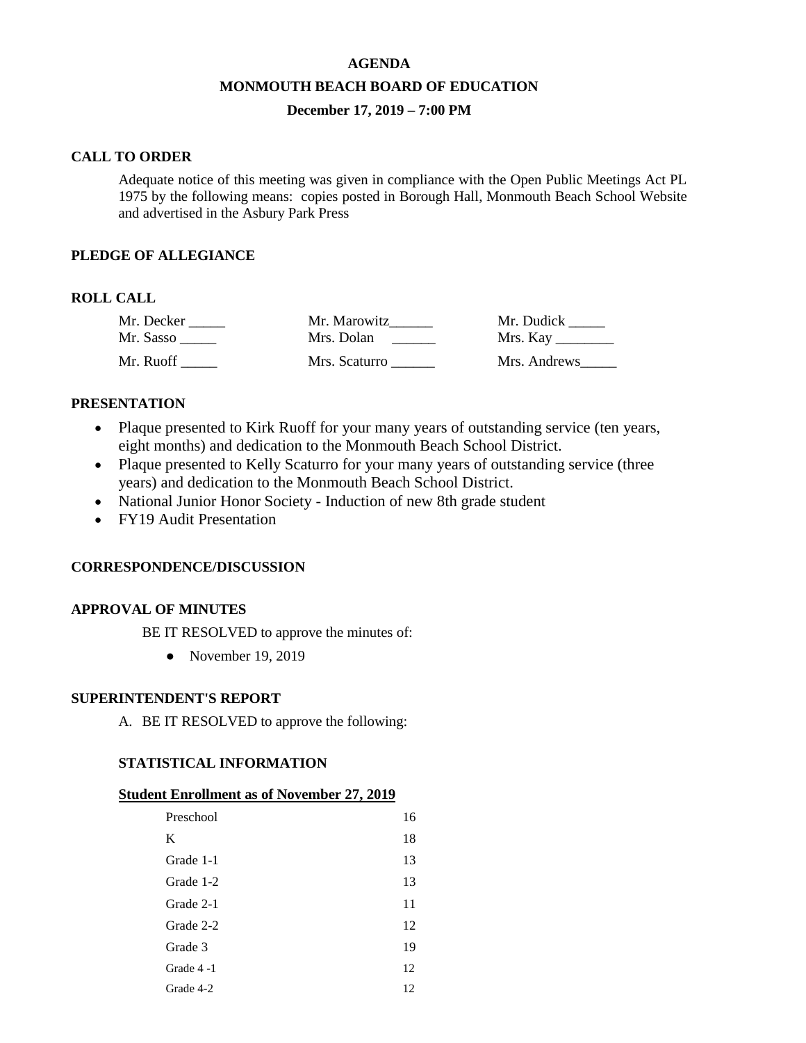**AGENDA**

**MONMOUTH BEACH BOARD OF EDUCATION**

**December 17, 2019 – 7:00 PM**

## CALL TO ORDER

Adequate notice of this meeting was given in compliance with the Open Public Meetings Act PL 1975 by the following means: copies posted in Borough Hall, Monmouth Beach School Website and advertised in the Asbury Park Press

## PLEDGE OF ALLEGIANCE

## ROLL CALL

| | | |
|---|---|---|
| Mr. Decker _____ | Mr. Marowitz______ | Mr. Dudick _____ |
| Mr. Sasso _____ | Mrs. Dolan ______ | Mrs. Kay ________ |
| Mr. Ruoff _____ | Mrs. Scaturro ______ | Mrs. Andrews_____ |

## PRESENTATION

- Plaque presented to Kirk Ruoff for your many years of outstanding service (ten years, eight months) and dedication to the Monmouth Beach School District.
- Plaque presented to Kelly Scaturro for your many years of outstanding service (three years) and dedication to the Monmouth Beach School District.
- National Junior Honor Society - Induction of new 8th grade student
- FY19 Audit Presentation

## CORRESPONDENCE/DISCUSSION

## APPROVAL OF MINUTES

BE IT RESOLVED to approve the minutes of:

- November 19, 2019

## SUPERINTENDENT'S REPORT

A. BE IT RESOLVED to approve the following:

### STATISTICAL INFORMATION

**Student Enrollment as of November 27, 2019**

| | |
|---|---|
| Preschool | 16 |
| K | 18 |
| Grade 1-1 | 13 |
| Grade 1-2 | 13 |
| Grade 2-1 | 11 |
| Grade 2-2 | 12 |
| Grade 3 | 19 |
| Grade 4 -1 | 12 |
| Grade 4-2 | 12 |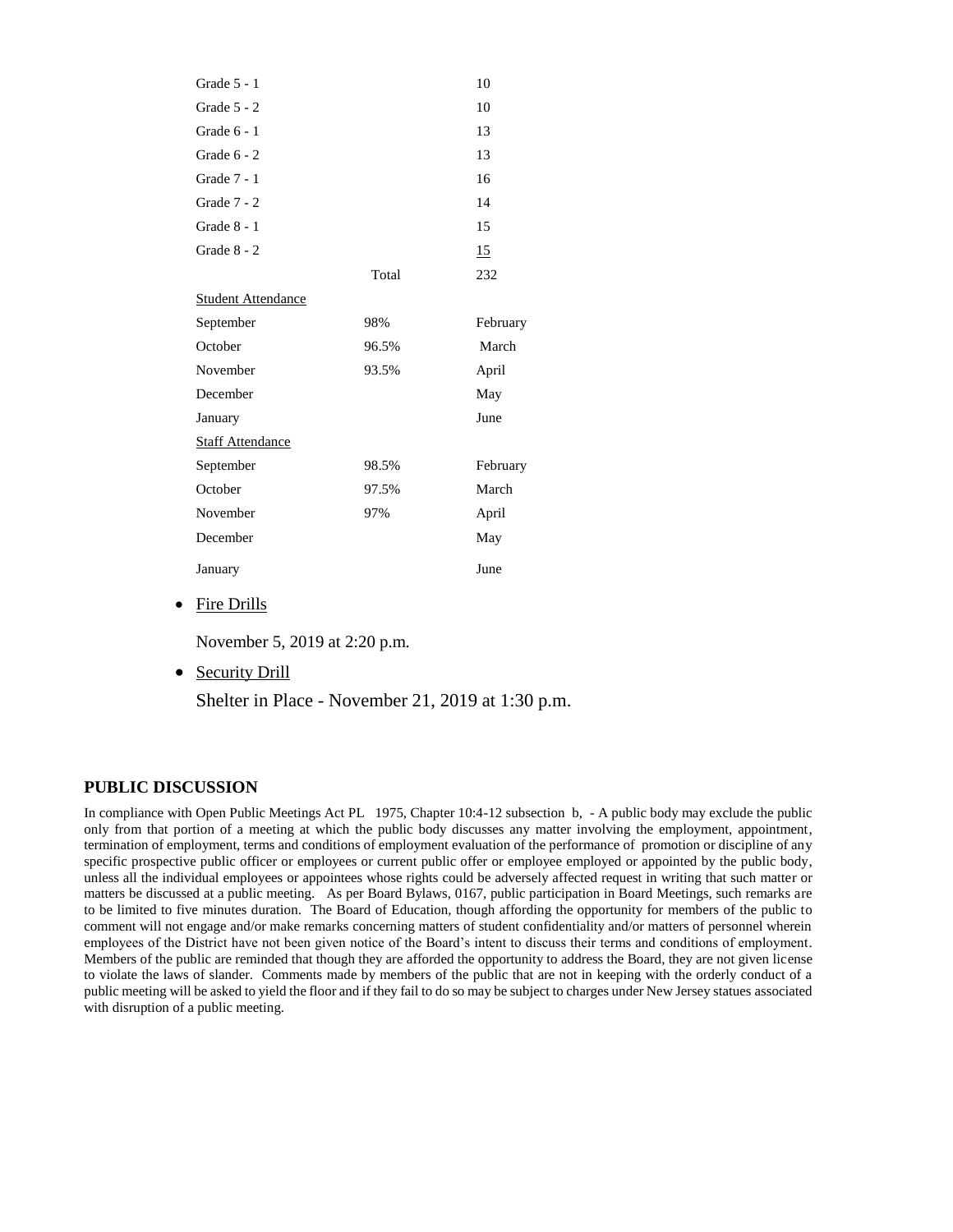| | | |
|---|---|---|
| Grade 5 - 1 | | 10 |
| Grade 5 - 2 | | 10 |
| Grade 6 - 1 | | 13 |
| Grade 6 - 2 | | 13 |
| Grade 7 - 1 | | 16 |
| Grade 7 - 2 | | 14 |
| Grade 8 - 1 | | 15 |
| Grade 8 - 2 | | 15 |
| | Total | 232 |

Student Attendance

| | | |
|---|---|---|
| September | 98% | February |
| October | 96.5% | March |
| November | 93.5% | April |
| December | | May |
| January | | June |

Staff Attendance

| | | |
|---|---|---|
| September | 98.5% | February |
| October | 97.5% | March |
| November | 97% | April |
| December | | May |
| January | | June |

- Fire Drills

  November 5, 2019 at 2:20 p.m.

- Security Drill

  Shelter in Place - November 21, 2019 at 1:30 p.m.

## PUBLIC DISCUSSION

In compliance with Open Public Meetings Act PL 1975, Chapter 10:4-12 subsection b, - A public body may exclude the public only from that portion of a meeting at which the public body discusses any matter involving the employment, appointment, termination of employment, terms and conditions of employment evaluation of the performance of promotion or discipline of any specific prospective public officer or employees or current public offer or employee employed or appointed by the public body, unless all the individual employees or appointees whose rights could be adversely affected request in writing that such matter or matters be discussed at a public meeting. As per Board Bylaws, 0167, public participation in Board Meetings, such remarks are to be limited to five minutes duration. The Board of Education, though affording the opportunity for members of the public to comment will not engage and/or make remarks concerning matters of student confidentiality and/or matters of personnel wherein employees of the District have not been given notice of the Board's intent to discuss their terms and conditions of employment. Members of the public are reminded that though they are afforded the opportunity to address the Board, they are not given license to violate the laws of slander. Comments made by members of the public that are not in keeping with the orderly conduct of a public meeting will be asked to yield the floor and if they fail to do so may be subject to charges under New Jersey statues associated with disruption of a public meeting.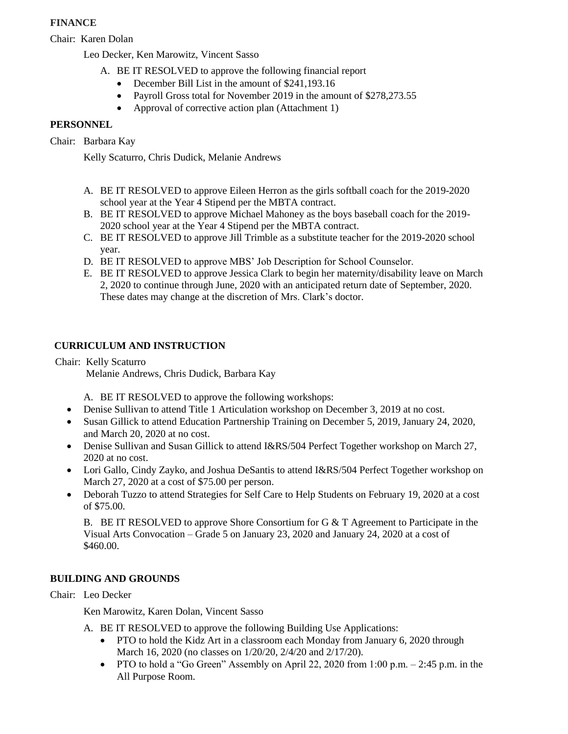**FINANCE**

Chair: Karen Dolan

Leo Decker, Ken Marowitz, Vincent Sasso

A. BE IT RESOLVED to approve the following financial report
   - December Bill List in the amount of $241,193.16
   - Payroll Gross total for November 2019 in the amount of $278,273.55
   - Approval of corrective action plan (Attachment 1)

**PERSONNEL**

Chair: Barbara Kay

Kelly Scaturro, Chris Dudick, Melanie Andrews

A. BE IT RESOLVED to approve Eileen Herron as the girls softball coach for the 2019-2020 school year at the Year 4 Stipend per the MBTA contract.
B. BE IT RESOLVED to approve Michael Mahoney as the boys baseball coach for the 2019-2020 school year at the Year 4 Stipend per the MBTA contract.
C. BE IT RESOLVED to approve Jill Trimble as a substitute teacher for the 2019-2020 school year.
D. BE IT RESOLVED to approve MBS' Job Description for School Counselor.
E. BE IT RESOLVED to approve Jessica Clark to begin her maternity/disability leave on March 2, 2020 to continue through June, 2020 with an anticipated return date of September, 2020. These dates may change at the discretion of Mrs. Clark's doctor.

**CURRICULUM AND INSTRUCTION**

Chair: Kelly Scaturro

Melanie Andrews, Chris Dudick, Barbara Kay

A. BE IT RESOLVED to approve the following workshops:
- Denise Sullivan to attend Title 1 Articulation workshop on December 3, 2019 at no cost.
- Susan Gillick to attend Education Partnership Training on December 5, 2019, January 24, 2020, and March 20, 2020 at no cost.
- Denise Sullivan and Susan Gillick to attend I&RS/504 Perfect Together workshop on March 27, 2020 at no cost.
- Lori Gallo, Cindy Zayko, and Joshua DeSantis to attend I&RS/504 Perfect Together workshop on March 27, 2020 at a cost of $75.00 per person.
- Deborah Tuzzo to attend Strategies for Self Care to Help Students on February 19, 2020 at a cost of $75.00.

B. BE IT RESOLVED to approve Shore Consortium for G & T Agreement to Participate in the Visual Arts Convocation – Grade 5 on January 23, 2020 and January 24, 2020 at a cost of $460.00.

**BUILDING AND GROUNDS**

Chair: Leo Decker

Ken Marowitz, Karen Dolan, Vincent Sasso

A. BE IT RESOLVED to approve the following Building Use Applications:
   - PTO to hold the Kidz Art in a classroom each Monday from January 6, 2020 through March 16, 2020 (no classes on 1/20/20, 2/4/20 and 2/17/20).
   - PTO to hold a "Go Green" Assembly on April 22, 2020 from 1:00 p.m. – 2:45 p.m. in the All Purpose Room.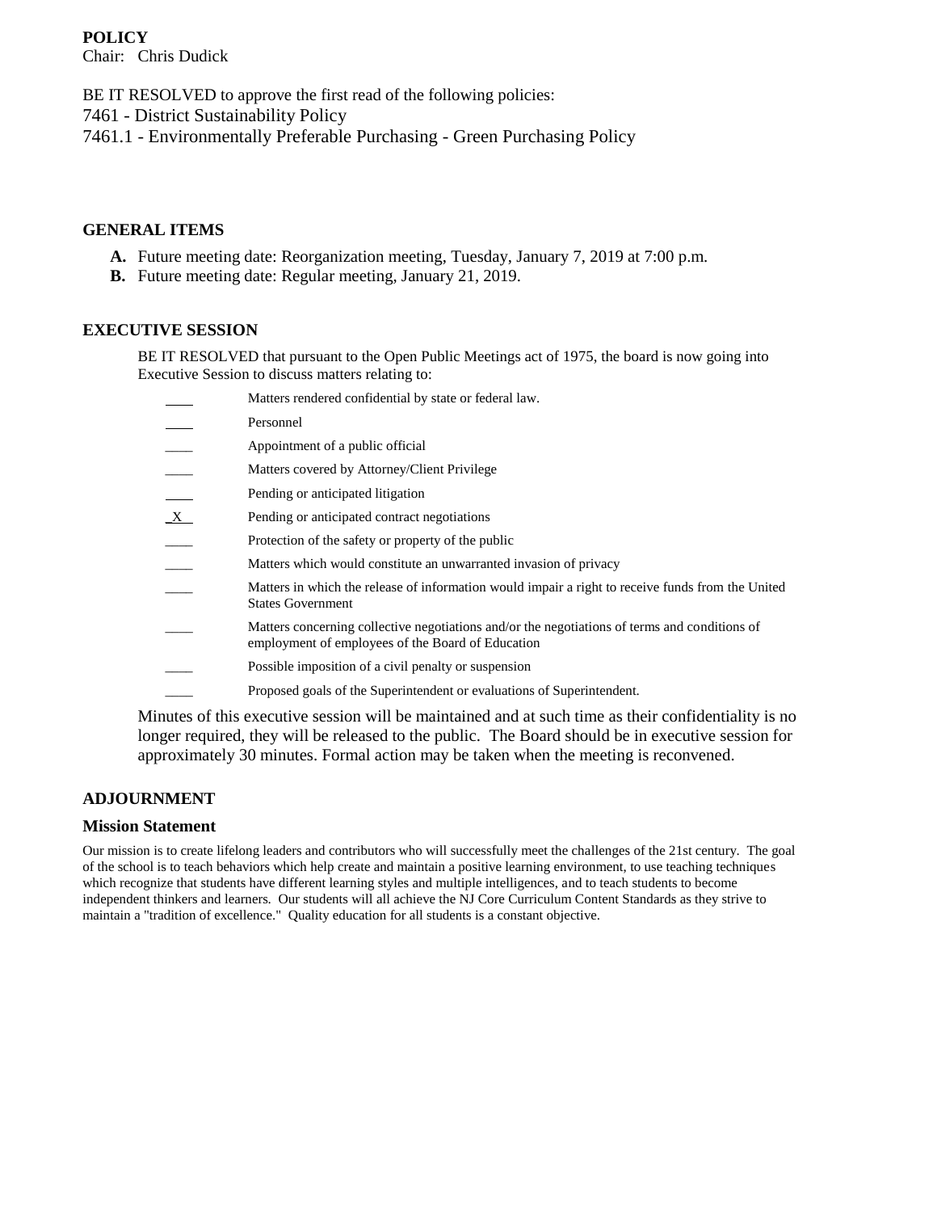**POLICY**
Chair: Chris Dudick

BE IT RESOLVED to approve the first read of the following policies:
7461 - District Sustainability Policy
7461.1 - Environmentally Preferable Purchasing - Green Purchasing Policy

**GENERAL ITEMS**

- **A.** Future meeting date: Reorganization meeting, Tuesday, January 7, 2019 at 7:00 p.m.
- **B.** Future meeting date: Regular meeting, January 21, 2019.

**EXECUTIVE SESSION**

BE IT RESOLVED that pursuant to the Open Public Meetings act of 1975, the board is now going into Executive Session to discuss matters relating to:

| | |
|---|---|
| ____ | Matters rendered confidential by state or federal law. |
| ____ | Personnel |
| ____ | Appointment of a public official |
| ____ | Matters covered by Attorney/Client Privilege |
| ____ | Pending or anticipated litigation |
| _X__ | Pending or anticipated contract negotiations |
| ____ | Protection of the safety or property of the public |
| ____ | Matters which would constitute an unwarranted invasion of privacy |
| ____ | Matters in which the release of information would impair a right to receive funds from the United States Government |
| ____ | Matters concerning collective negotiations and/or the negotiations of terms and conditions of employment of employees of the Board of Education |
| ____ | Possible imposition of a civil penalty or suspension |
| ____ | Proposed goals of the Superintendent or evaluations of Superintendent. |

Minutes of this executive session will be maintained and at such time as their confidentiality is no longer required, they will be released to the public. The Board should be in executive session for approximately 30 minutes. Formal action may be taken when the meeting is reconvened.

**ADJOURNMENT**

### Mission Statement

Our mission is to create lifelong leaders and contributors who will successfully meet the challenges of the 21st century. The goal of the school is to teach behaviors which help create and maintain a positive learning environment, to use teaching techniques which recognize that students have different learning styles and multiple intelligences, and to teach students to become independent thinkers and learners. Our students will all achieve the NJ Core Curriculum Content Standards as they strive to maintain a "tradition of excellence." Quality education for all students is a constant objective.